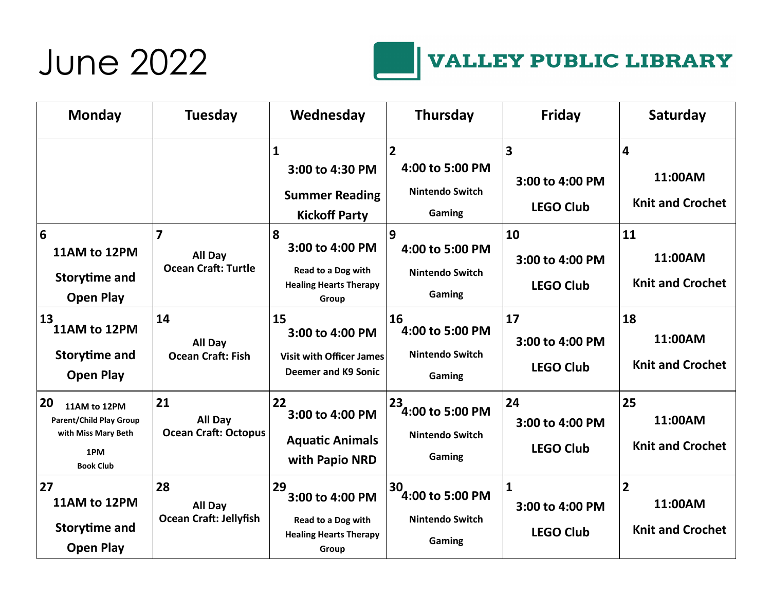# June 2022

**VALLEY PUBLIC LIBRARY**

| Monday | Tuesday | Wednesday | Thursday | Friday | Saturday |
|---|---|---|---|---|---|
| | | **1** 3:00 to 4:30 PM Summer Reading Kickoff Party | **2** 4:00 to 5:00 PM Nintendo Switch Gaming | **3** 3:00 to 4:00 PM LEGO Club | **4** 11:00AM Knit and Crochet |
| **6** 11AM to 12PM Storytime and Open Play | **7** All Day Ocean Craft: Turtle | **8** 3:00 to 4:00 PM Read to a Dog with Healing Hearts Therapy Group | **9** 4:00 to 5:00 PM Nintendo Switch Gaming | **10** 3:00 to 4:00 PM LEGO Club | **11** 11:00AM Knit and Crochet |
| **13** 11AM to 12PM Storytime and Open Play | **14** All Day Ocean Craft: Fish | **15** 3:00 to 4:00 PM Visit with Officer James Deemer and K9 Sonic | **16** 4:00 to 5:00 PM Nintendo Switch Gaming | **17** 3:00 to 4:00 PM LEGO Club | **18** 11:00AM Knit and Crochet |
| **20** 11AM to 12PM Parent/Child Play Group with Miss Mary Beth 1PM Book Club | **21** All Day Ocean Craft: Octopus | **22** 3:00 to 4:00 PM Aquatic Animals with Papio NRD | **23** 4:00 to 5:00 PM Nintendo Switch Gaming | **24** 3:00 to 4:00 PM LEGO Club | **25** 11:00AM Knit and Crochet |
| **27** 11AM to 12PM Storytime and Open Play | **28** All Day Ocean Craft: Jellyfish | **29** 3:00 to 4:00 PM Read to a Dog with Healing Hearts Therapy Group | **30** 4:00 to 5:00 PM Nintendo Switch Gaming | **1** 3:00 to 4:00 PM LEGO Club | **2** 11:00AM Knit and Crochet |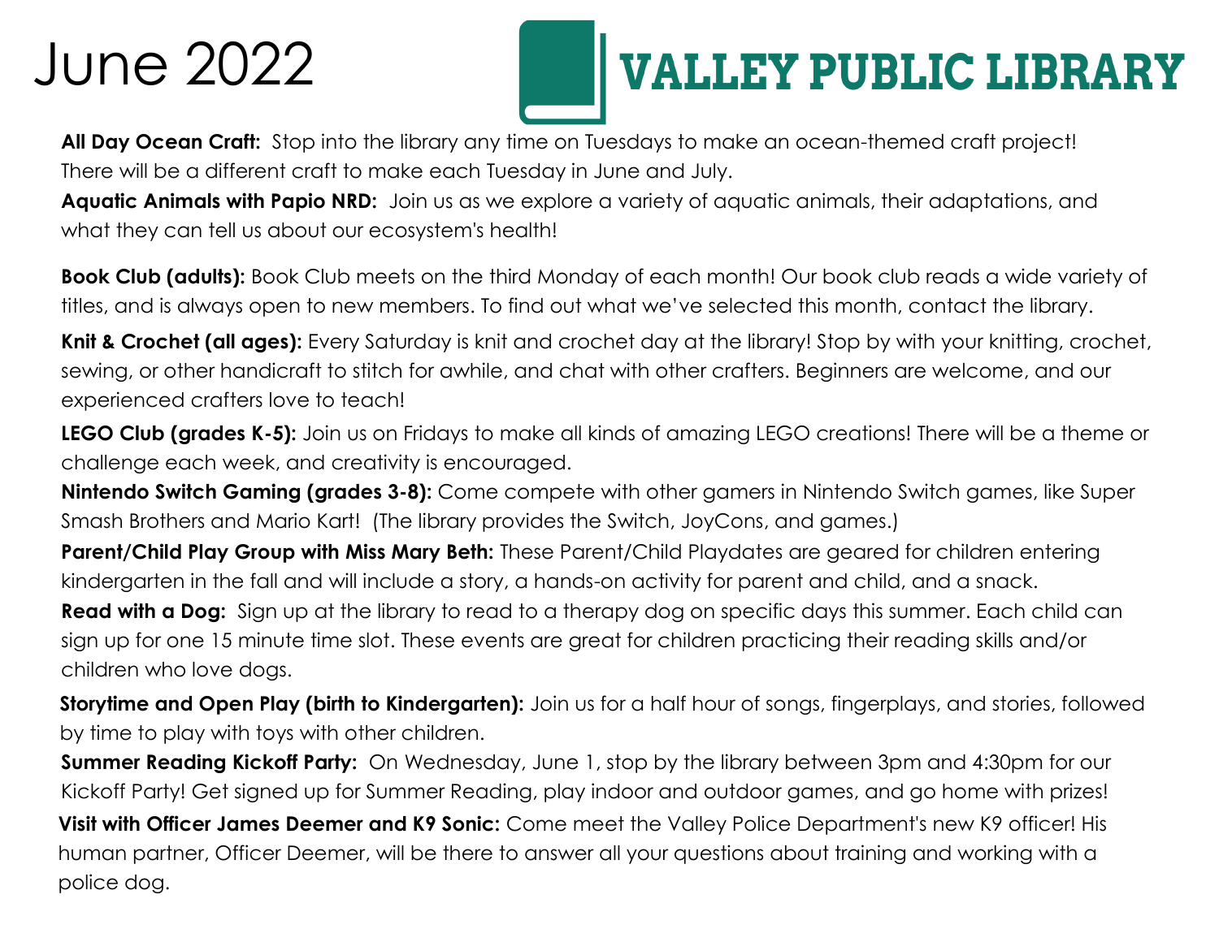# June 2022

# VALLEY PUBLIC LIBRARY

**All Day Ocean Craft:** Stop into the library any time on Tuesdays to make an ocean-themed craft project! There will be a different craft to make each Tuesday in June and July.

**Aquatic Animals with Papio NRD:** Join us as we explore a variety of aquatic animals, their adaptations, and what they can tell us about our ecosystem's health!

**Book Club (adults):** Book Club meets on the third Monday of each month! Our book club reads a wide variety of titles, and is always open to new members. To find out what we've selected this month, contact the library.

**Knit & Crochet (all ages):** Every Saturday is knit and crochet day at the library! Stop by with your knitting, crochet, sewing, or other handicraft to stitch for awhile, and chat with other crafters. Beginners are welcome, and our experienced crafters love to teach!

**LEGO Club (grades K-5):** Join us on Fridays to make all kinds of amazing LEGO creations! There will be a theme or challenge each week, and creativity is encouraged.

**Nintendo Switch Gaming (grades 3-8):** Come compete with other gamers in Nintendo Switch games, like Super Smash Brothers and Mario Kart! (The library provides the Switch, JoyCons, and games.)

**Parent/Child Play Group with Miss Mary Beth:** These Parent/Child Playdates are geared for children entering kindergarten in the fall and will include a story, a hands-on activity for parent and child, and a snack.

**Read with a Dog:** Sign up at the library to read to a therapy dog on specific days this summer. Each child can sign up for one 15 minute time slot. These events are great for children practicing their reading skills and/or children who love dogs.

**Storytime and Open Play (birth to Kindergarten):** Join us for a half hour of songs, fingerplays, and stories, followed by time to play with toys with other children.

**Summer Reading Kickoff Party:** On Wednesday, June 1, stop by the library between 3pm and 4:30pm for our Kickoff Party! Get signed up for Summer Reading, play indoor and outdoor games, and go home with prizes!

**Visit with Officer James Deemer and K9 Sonic:** Come meet the Valley Police Department's new K9 officer! His human partner, Officer Deemer, will be there to answer all your questions about training and working with a police dog.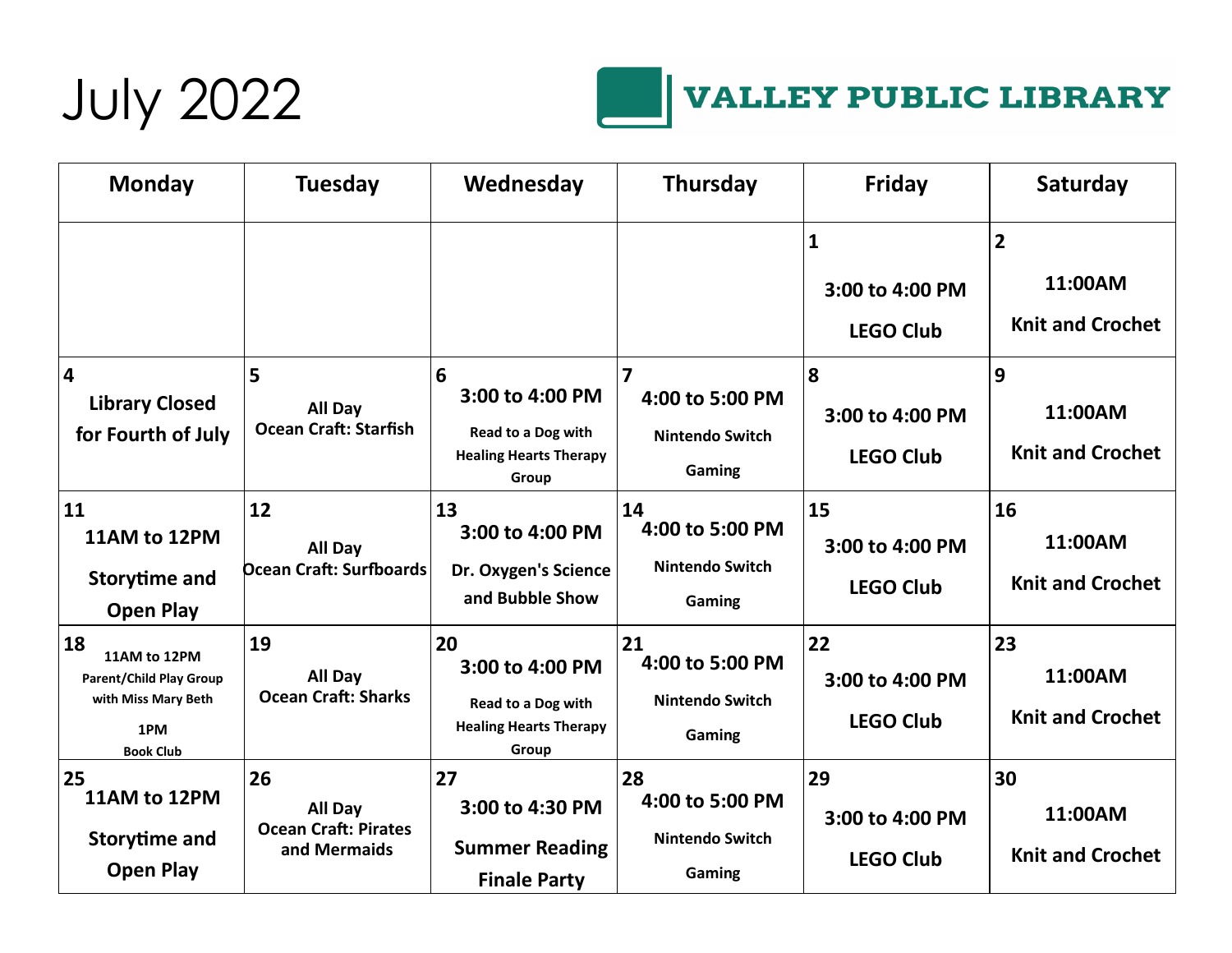# July 2022

**VALLEY PUBLIC LIBRARY**

| Monday | Tuesday | Wednesday | Thursday | Friday | Saturday |
|---|---|---|---|---|---|
| | | | | **1** 3:00 to 4:00 PM LEGO Club | **2** 11:00AM Knit and Crochet |
| **4** Library Closed for Fourth of July | **5** All Day Ocean Craft: Starfish | **6** 3:00 to 4:00 PM Read to a Dog with Healing Hearts Therapy Group | **7** 4:00 to 5:00 PM Nintendo Switch Gaming | **8** 3:00 to 4:00 PM LEGO Club | **9** 11:00AM Knit and Crochet |
| **11** 11AM to 12PM Storytime and Open Play | **12** All Day Ocean Craft: Surfboards | **13** 3:00 to 4:00 PM Dr. Oxygen's Science and Bubble Show | **14** 4:00 to 5:00 PM Nintendo Switch Gaming | **15** 3:00 to 4:00 PM LEGO Club | **16** 11:00AM Knit and Crochet |
| **18** 11AM to 12PM Parent/Child Play Group with Miss Mary Beth 1PM Book Club | **19** All Day Ocean Craft: Sharks | **20** 3:00 to 4:00 PM Read to a Dog with Healing Hearts Therapy Group | **21** 4:00 to 5:00 PM Nintendo Switch Gaming | **22** 3:00 to 4:00 PM LEGO Club | **23** 11:00AM Knit and Crochet |
| **25** 11AM to 12PM Storytime and Open Play | **26** All Day Ocean Craft: Pirates and Mermaids | **27** 3:00 to 4:30 PM Summer Reading Finale Party | **28** 4:00 to 5:00 PM Nintendo Switch Gaming | **29** 3:00 to 4:00 PM LEGO Club | **30** 11:00AM Knit and Crochet |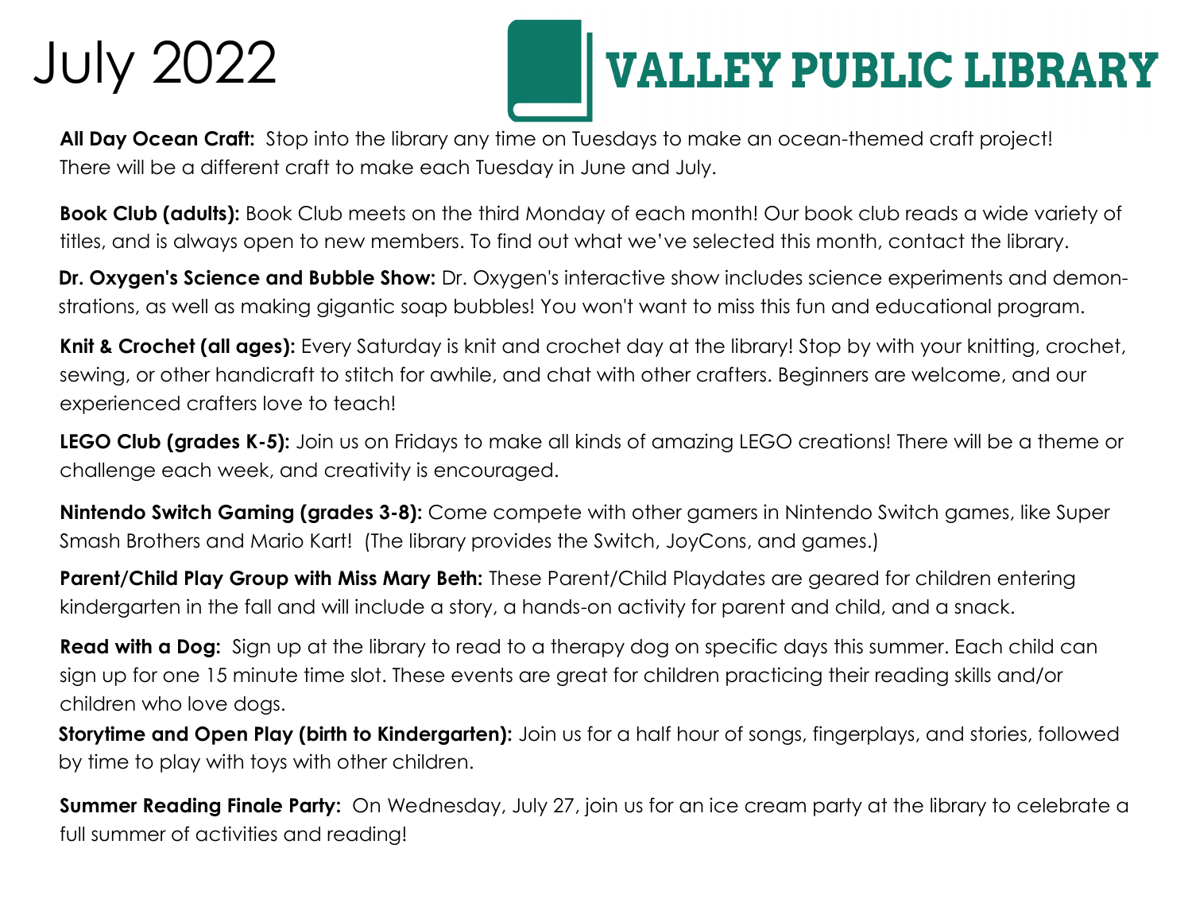# July 2022

# VALLEY PUBLIC LIBRARY

**All Day Ocean Craft:** Stop into the library any time on Tuesdays to make an ocean-themed craft project! There will be a different craft to make each Tuesday in June and July.

**Book Club (adults):** Book Club meets on the third Monday of each month! Our book club reads a wide variety of titles, and is always open to new members. To find out what we've selected this month, contact the library.

**Dr. Oxygen's Science and Bubble Show:** Dr. Oxygen's interactive show includes science experiments and demonstrations, as well as making gigantic soap bubbles! You won't want to miss this fun and educational program.

**Knit & Crochet (all ages):** Every Saturday is knit and crochet day at the library! Stop by with your knitting, crochet, sewing, or other handicraft to stitch for awhile, and chat with other crafters. Beginners are welcome, and our experienced crafters love to teach!

**LEGO Club (grades K-5):** Join us on Fridays to make all kinds of amazing LEGO creations! There will be a theme or challenge each week, and creativity is encouraged.

**Nintendo Switch Gaming (grades 3-8):** Come compete with other gamers in Nintendo Switch games, like Super Smash Brothers and Mario Kart! (The library provides the Switch, JoyCons, and games.)

**Parent/Child Play Group with Miss Mary Beth:** These Parent/Child Playdates are geared for children entering kindergarten in the fall and will include a story, a hands-on activity for parent and child, and a snack.

**Read with a Dog:** Sign up at the library to read to a therapy dog on specific days this summer. Each child can sign up for one 15 minute time slot. These events are great for children practicing their reading skills and/or children who love dogs.

**Storytime and Open Play (birth to Kindergarten):** Join us for a half hour of songs, fingerplays, and stories, followed by time to play with toys with other children.

**Summer Reading Finale Party:** On Wednesday, July 27, join us for an ice cream party at the library to celebrate a full summer of activities and reading!